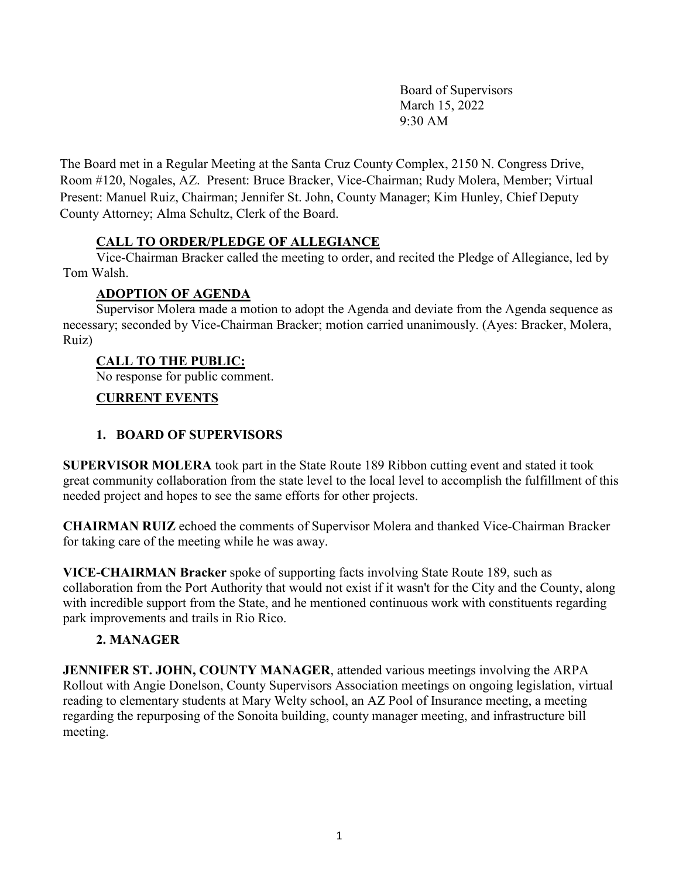Board of Supervisors
March 15, 2022
9:30 AM

The Board met in a Regular Meeting at the Santa Cruz County Complex, 2150 N. Congress Drive, Room #120, Nogales, AZ. Present: Bruce Bracker, Vice-Chairman; Rudy Molera, Member; Virtual Present: Manuel Ruiz, Chairman; Jennifer St. John, County Manager; Kim Hunley, Chief Deputy County Attorney; Alma Schultz, Clerk of the Board.

**CALL TO ORDER/PLEDGE OF ALLEGIANCE**

Vice-Chairman Bracker called the meeting to order, and recited the Pledge of Allegiance, led by Tom Walsh.

**ADOPTION OF AGENDA**

Supervisor Molera made a motion to adopt the Agenda and deviate from the Agenda sequence as necessary; seconded by Vice-Chairman Bracker; motion carried unanimously. (Ayes: Bracker, Molera, Ruiz)

**CALL TO THE PUBLIC:**

No response for public comment.

**CURRENT EVENTS**

**1. BOARD OF SUPERVISORS**

**SUPERVISOR MOLERA** took part in the State Route 189 Ribbon cutting event and stated it took great community collaboration from the state level to the local level to accomplish the fulfillment of this needed project and hopes to see the same efforts for other projects.

**CHAIRMAN RUIZ** echoed the comments of Supervisor Molera and thanked Vice-Chairman Bracker for taking care of the meeting while he was away.

**VICE-CHAIRMAN Bracker** spoke of supporting facts involving State Route 189, such as collaboration from the Port Authority that would not exist if it wasn't for the City and the County, along with incredible support from the State, and he mentioned continuous work with constituents regarding park improvements and trails in Rio Rico.

**2. MANAGER**

**JENNIFER ST. JOHN, COUNTY MANAGER**, attended various meetings involving the ARPA Rollout with Angie Donelson, County Supervisors Association meetings on ongoing legislation, virtual reading to elementary students at Mary Welty school, an AZ Pool of Insurance meeting, a meeting regarding the repurposing of the Sonoita building, county manager meeting, and infrastructure bill meeting.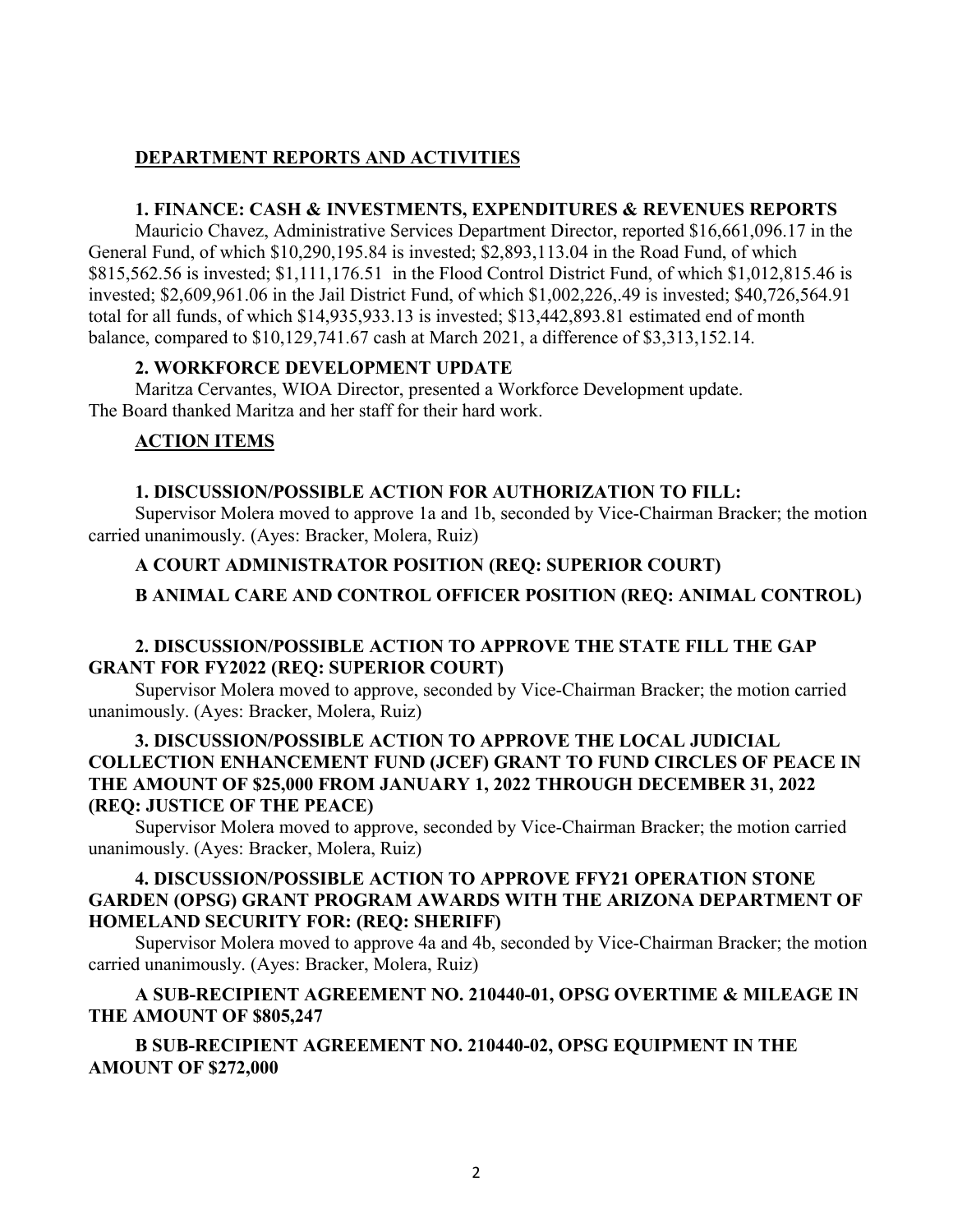## DEPARTMENT REPORTS AND ACTIVITIES

### 1. FINANCE: CASH & INVESTMENTS, EXPENDITURES & REVENUES REPORTS

Mauricio Chavez, Administrative Services Department Director, reported $16,661,096.17 in the General Fund, of which $10,290,195.84 is invested; $2,893,113.04 in the Road Fund, of which $815,562.56 is invested; $1,111,176.51 in the Flood Control District Fund, of which $1,012,815.46 is invested; $2,609,961.06 in the Jail District Fund, of which $1,002,226,.49 is invested; $40,726,564.91 total for all funds, of which $14,935,933.13 is invested; $13,442,893.81 estimated end of month balance, compared to $10,129,741.67 cash at March 2021, a difference of $3,313,152.14.

### 2. WORKFORCE DEVELOPMENT UPDATE

Maritza Cervantes, WIOA Director, presented a Workforce Development update. The Board thanked Maritza and her staff for their hard work.

## ACTION ITEMS

### 1. DISCUSSION/POSSIBLE ACTION FOR AUTHORIZATION TO FILL:

Supervisor Molera moved to approve 1a and 1b, seconded by Vice-Chairman Bracker; the motion carried unanimously. (Ayes: Bracker, Molera, Ruiz)

**A COURT ADMINISTRATOR POSITION (REQ: SUPERIOR COURT)**

**B ANIMAL CARE AND CONTROL OFFICER POSITION (REQ: ANIMAL CONTROL)**

### 2. DISCUSSION/POSSIBLE ACTION TO APPROVE THE STATE FILL THE GAP GRANT FOR FY2022 (REQ: SUPERIOR COURT)

Supervisor Molera moved to approve, seconded by Vice-Chairman Bracker; the motion carried unanimously. (Ayes: Bracker, Molera, Ruiz)

### 3. DISCUSSION/POSSIBLE ACTION TO APPROVE THE LOCAL JUDICIAL COLLECTION ENHANCEMENT FUND (JCEF) GRANT TO FUND CIRCLES OF PEACE IN THE AMOUNT OF $25,000 FROM JANUARY 1, 2022 THROUGH DECEMBER 31, 2022 (REQ: JUSTICE OF THE PEACE)

Supervisor Molera moved to approve, seconded by Vice-Chairman Bracker; the motion carried unanimously. (Ayes: Bracker, Molera, Ruiz)

### 4. DISCUSSION/POSSIBLE ACTION TO APPROVE FFY21 OPERATION STONE GARDEN (OPSG) GRANT PROGRAM AWARDS WITH THE ARIZONA DEPARTMENT OF HOMELAND SECURITY FOR: (REQ: SHERIFF)

Supervisor Molera moved to approve 4a and 4b, seconded by Vice-Chairman Bracker; the motion carried unanimously. (Ayes: Bracker, Molera, Ruiz)

**A SUB-RECIPIENT AGREEMENT NO. 210440-01, OPSG OVERTIME & MILEAGE IN THE AMOUNT OF $805,247**

**B SUB-RECIPIENT AGREEMENT NO. 210440-02, OPSG EQUIPMENT IN THE AMOUNT OF $272,000**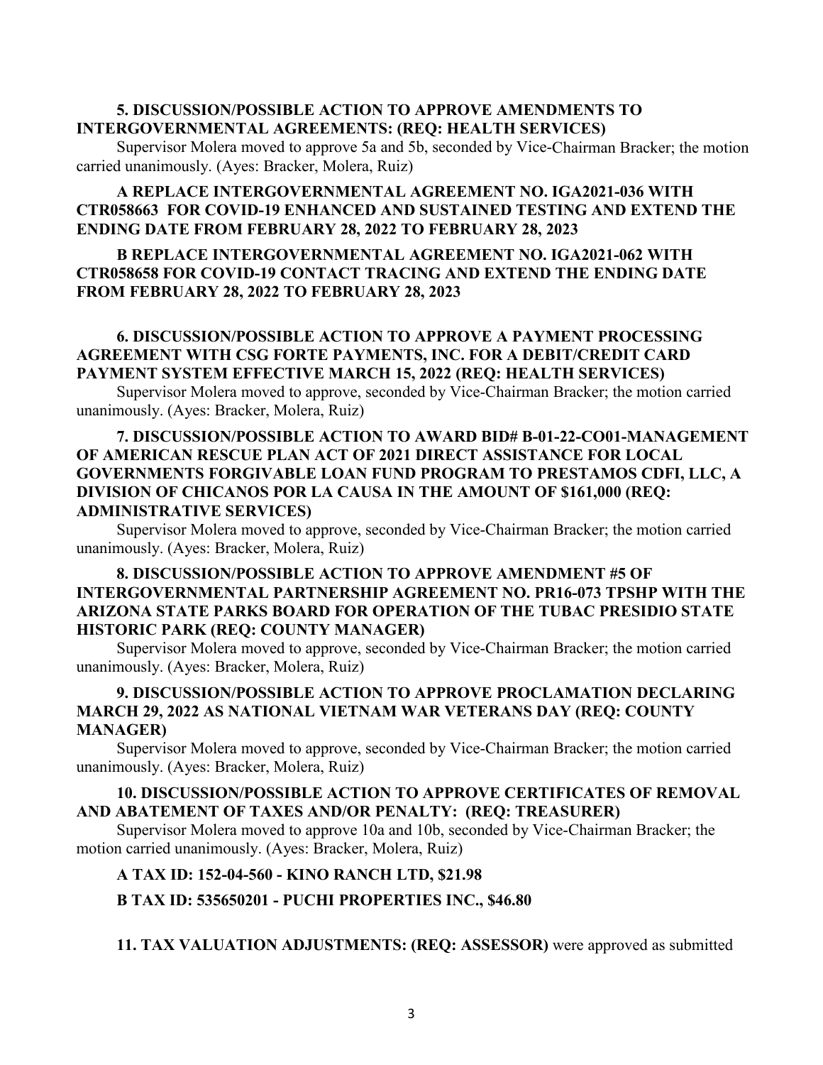**5. DISCUSSION/POSSIBLE ACTION TO APPROVE AMENDMENTS TO INTERGOVERNMENTAL AGREEMENTS: (REQ: HEALTH SERVICES)**

Supervisor Molera moved to approve 5a and 5b, seconded by Vice-Chairman Bracker; the motion carried unanimously. (Ayes: Bracker, Molera, Ruiz)

**A REPLACE INTERGOVERNMENTAL AGREEMENT NO. IGA2021-036 WITH CTR058663 FOR COVID-19 ENHANCED AND SUSTAINED TESTING AND EXTEND THE ENDING DATE FROM FEBRUARY 28, 2022 TO FEBRUARY 28, 2023**

**B REPLACE INTERGOVERNMENTAL AGREEMENT NO. IGA2021-062 WITH CTR058658 FOR COVID-19 CONTACT TRACING AND EXTEND THE ENDING DATE FROM FEBRUARY 28, 2022 TO FEBRUARY 28, 2023**

**6. DISCUSSION/POSSIBLE ACTION TO APPROVE A PAYMENT PROCESSING AGREEMENT WITH CSG FORTE PAYMENTS, INC. FOR A DEBIT/CREDIT CARD PAYMENT SYSTEM EFFECTIVE MARCH 15, 2022 (REQ: HEALTH SERVICES)**

Supervisor Molera moved to approve, seconded by Vice-Chairman Bracker; the motion carried unanimously. (Ayes: Bracker, Molera, Ruiz)

**7. DISCUSSION/POSSIBLE ACTION TO AWARD BID# B-01-22-CO01-MANAGEMENT OF AMERICAN RESCUE PLAN ACT OF 2021 DIRECT ASSISTANCE FOR LOCAL GOVERNMENTS FORGIVABLE LOAN FUND PROGRAM TO PRESTAMOS CDFI, LLC, A DIVISION OF CHICANOS POR LA CAUSA IN THE AMOUNT OF $161,000 (REQ: ADMINISTRATIVE SERVICES)**

Supervisor Molera moved to approve, seconded by Vice-Chairman Bracker; the motion carried unanimously. (Ayes: Bracker, Molera, Ruiz)

**8. DISCUSSION/POSSIBLE ACTION TO APPROVE AMENDMENT #5 OF INTERGOVERNMENTAL PARTNERSHIP AGREEMENT NO. PR16-073 TPSHP WITH THE ARIZONA STATE PARKS BOARD FOR OPERATION OF THE TUBAC PRESIDIO STATE HISTORIC PARK (REQ: COUNTY MANAGER)**

Supervisor Molera moved to approve, seconded by Vice-Chairman Bracker; the motion carried unanimously. (Ayes: Bracker, Molera, Ruiz)

**9. DISCUSSION/POSSIBLE ACTION TO APPROVE PROCLAMATION DECLARING MARCH 29, 2022 AS NATIONAL VIETNAM WAR VETERANS DAY (REQ: COUNTY MANAGER)**

Supervisor Molera moved to approve, seconded by Vice-Chairman Bracker; the motion carried unanimously. (Ayes: Bracker, Molera, Ruiz)

**10. DISCUSSION/POSSIBLE ACTION TO APPROVE CERTIFICATES OF REMOVAL AND ABATEMENT OF TAXES AND/OR PENALTY: (REQ: TREASURER)**

Supervisor Molera moved to approve 10a and 10b, seconded by Vice-Chairman Bracker; the motion carried unanimously. (Ayes: Bracker, Molera, Ruiz)

**A TAX ID: 152-04-560 - KINO RANCH LTD, $21.98**

**B TAX ID: 535650201 - PUCHI PROPERTIES INC., $46.80**

**11. TAX VALUATION ADJUSTMENTS: (REQ: ASSESSOR)** were approved as submitted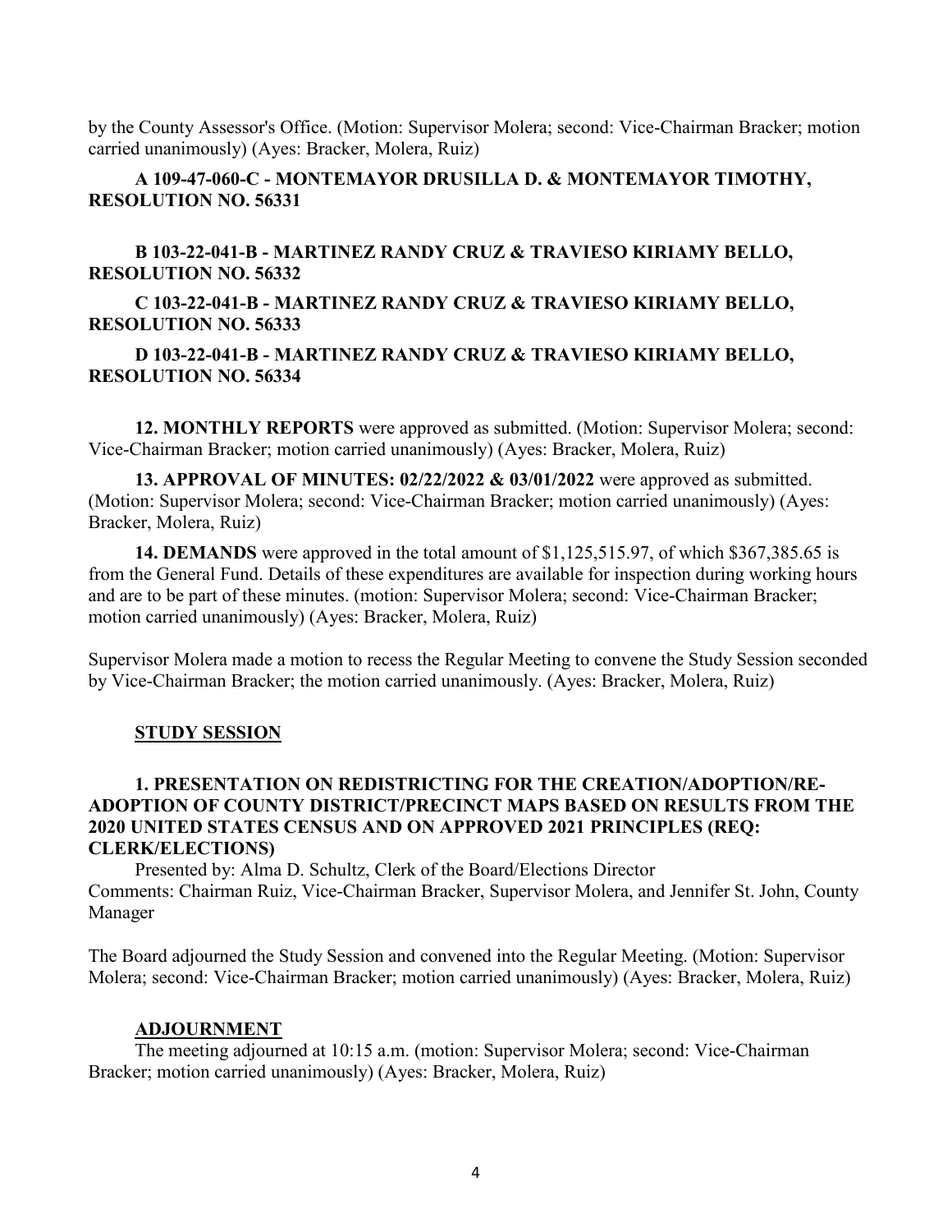by the County Assessor's Office. (Motion: Supervisor Molera; second: Vice-Chairman Bracker; motion carried unanimously) (Ayes: Bracker, Molera, Ruiz)

**A 109-47-060-C - MONTEMAYOR DRUSILLA D. & MONTEMAYOR TIMOTHY, RESOLUTION NO. 56331**

**B 103-22-041-B - MARTINEZ RANDY CRUZ & TRAVIESO KIRIAMY BELLO, RESOLUTION NO. 56332**

**C 103-22-041-B - MARTINEZ RANDY CRUZ & TRAVIESO KIRIAMY BELLO, RESOLUTION NO. 56333**

**D 103-22-041-B - MARTINEZ RANDY CRUZ & TRAVIESO KIRIAMY BELLO, RESOLUTION NO. 56334**

**12. MONTHLY REPORTS** were approved as submitted. (Motion: Supervisor Molera; second: Vice-Chairman Bracker; motion carried unanimously) (Ayes: Bracker, Molera, Ruiz)

**13. APPROVAL OF MINUTES: 02/22/2022 & 03/01/2022** were approved as submitted. (Motion: Supervisor Molera; second: Vice-Chairman Bracker; motion carried unanimously) (Ayes: Bracker, Molera, Ruiz)

**14. DEMANDS** were approved in the total amount of $1,125,515.97, of which $367,385.65 is from the General Fund. Details of these expenditures are available for inspection during working hours and are to be part of these minutes. (motion: Supervisor Molera; second: Vice-Chairman Bracker; motion carried unanimously) (Ayes: Bracker, Molera, Ruiz)

Supervisor Molera made a motion to recess the Regular Meeting to convene the Study Session seconded by Vice-Chairman Bracker; the motion carried unanimously. (Ayes: Bracker, Molera, Ruiz)

## STUDY SESSION

**1. PRESENTATION ON REDISTRICTING FOR THE CREATION/ADOPTION/RE-ADOPTION OF COUNTY DISTRICT/PRECINCT MAPS BASED ON RESULTS FROM THE 2020 UNITED STATES CENSUS AND ON APPROVED 2021 PRINCIPLES (REQ: CLERK/ELECTIONS)**

Presented by: Alma D. Schultz, Clerk of the Board/Elections Director
Comments: Chairman Ruiz, Vice-Chairman Bracker, Supervisor Molera, and Jennifer St. John, County Manager

The Board adjourned the Study Session and convened into the Regular Meeting. (Motion: Supervisor Molera; second: Vice-Chairman Bracker; motion carried unanimously) (Ayes: Bracker, Molera, Ruiz)

## ADJOURNMENT

The meeting adjourned at 10:15 a.m. (motion: Supervisor Molera; second: Vice-Chairman Bracker; motion carried unanimously) (Ayes: Bracker, Molera, Ruiz)